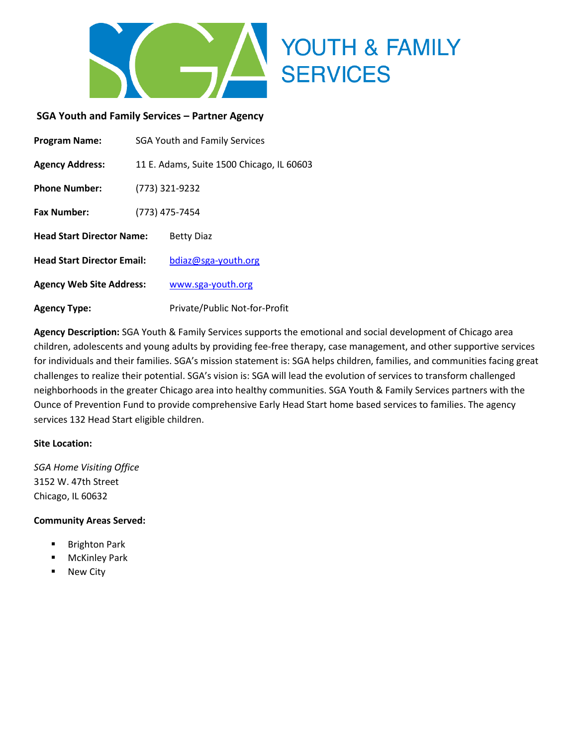**SGA Youth and Family Services – Partner Agency**

**Program Name:** SGA Youth and Family Services

**Agency Address:** 11 E. Adams, Suite 1500 Chicago, IL 60603

**Phone Number:** (773) 321-9232

**Fax Number:** (773) 475-7454

**Head Start Director Name:** Betty Diaz

**Head Start Director Email:** bdiaz@sga-youth.org

**Agency Web Site Address:** www.sga-youth.org

**Agency Type:** Private/Public Not-for-Profit

**Agency Description:** SGA Youth & Family Services supports the emotional and social development of Chicago area children, adolescents and young adults by providing fee-free therapy, case management, and other supportive services for individuals and their families. SGA's mission statement is: SGA helps children, families, and communities facing great challenges to realize their potential. SGA's vision is: SGA will lead the evolution of services to transform challenged neighborhoods in the greater Chicago area into healthy communities. SGA Youth & Family Services partners with the Ounce of Prevention Fund to provide comprehensive Early Head Start home based services to families. The agency services 132 Head Start eligible children.

**Site Location:**

*SGA Home Visiting Office*
3152 W. 47th Street
Chicago, IL 60632

**Community Areas Served:**

- Brighton Park
- McKinley Park
- New City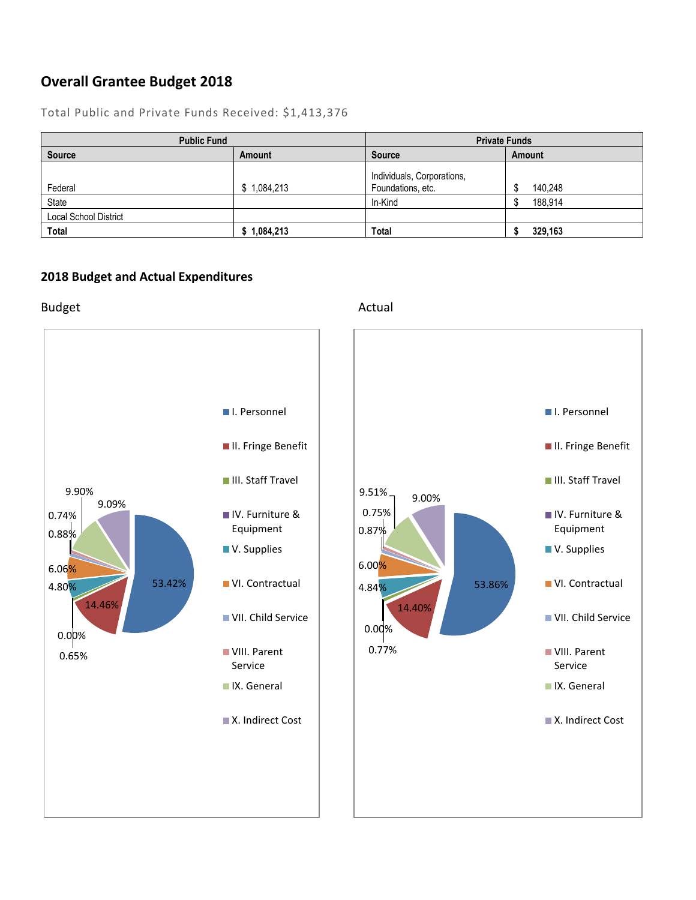## Overall Grantee Budget 2018

Total Public and Private Funds Received: $1,413,376

| Public Fund | | Private Funds | |
|---|---|---|---|
| **Source** | **Amount** | **Source** | **Amount** |
| Federal | $ 1,084,213 | Individuals, Corporations, Foundations, etc. | $ 140,248 |
| State | | In-Kind | $ 188,914 |
| Local School District | | | |
| **Total** | **$ 1,084,213** | **Total** | **$ 329,163** |

### 2018 Budget and Actual Expenditures

Budget

- I. Personnel: 53.42%
- II. Fringe Benefit: 14.46%
- III. Staff Travel: 0.65%
- IV. Furniture & Equipment: 0.00%
- V. Supplies: 4.80%
- VI. Contractual: 6.06%
- VII. Child Service: 0.88%
- VIII. Parent Service: 0.74%
- IX. General: 9.90%
- X. Indirect Cost: 9.09%

Actual

- I. Personnel: 53.86%
- II. Fringe Benefit: 14.40%
- III. Staff Travel: 0.77%
- IV. Furniture & Equipment: 0.00%
- V. Supplies: 4.84%
- VI. Contractual: 6.00%
- VII. Child Service: 0.87%
- VIII. Parent Service: 0.75%
- IX. General: 9.51%
- X. Indirect Cost: 9.00%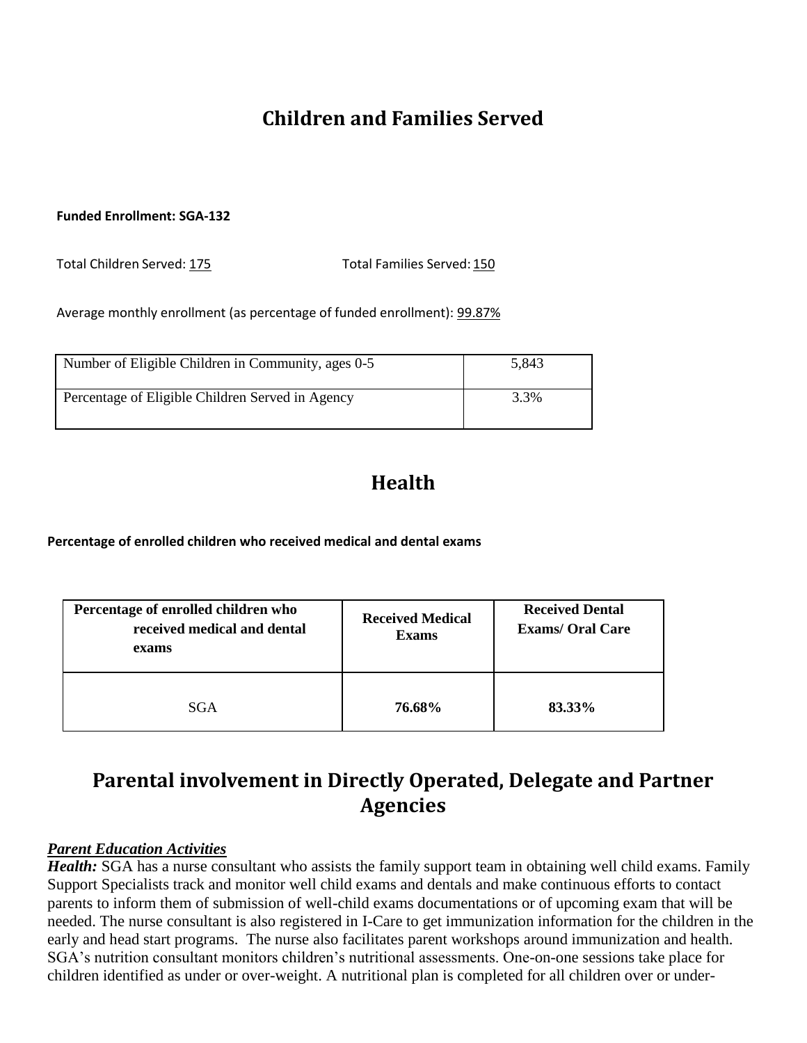# Children and Families Served

**Funded Enrollment: SGA-132**

Total Children Served: 175 Total Families Served: 150

Average monthly enrollment (as percentage of funded enrollment): 99.87%

| Number of Eligible Children in Community, ages 0-5 | 5,843 |
|---|---|
| Percentage of Eligible Children Served in Agency | 3.3% |

# Health

**Percentage of enrolled children who received medical and dental exams**

| Percentage of enrolled children who received medical and dental exams | Received Medical Exams | Received Dental Exams/ Oral Care |
|---|---|---|
| SGA | **76.68%** | **83.33%** |

# Parental involvement in Directly Operated, Delegate and Partner Agencies

***Parent Education Activities***

***Health:*** SGA has a nurse consultant who assists the family support team in obtaining well child exams. Family Support Specialists track and monitor well child exams and dentals and make continuous efforts to contact parents to inform them of submission of well-child exams documentations or of upcoming exam that will be needed. The nurse consultant is also registered in I-Care to get immunization information for the children in the early and head start programs. The nurse also facilitates parent workshops around immunization and health. SGA's nutrition consultant monitors children's nutritional assessments. One-on-one sessions take place for children identified as under or over-weight. A nutritional plan is completed for all children over or under-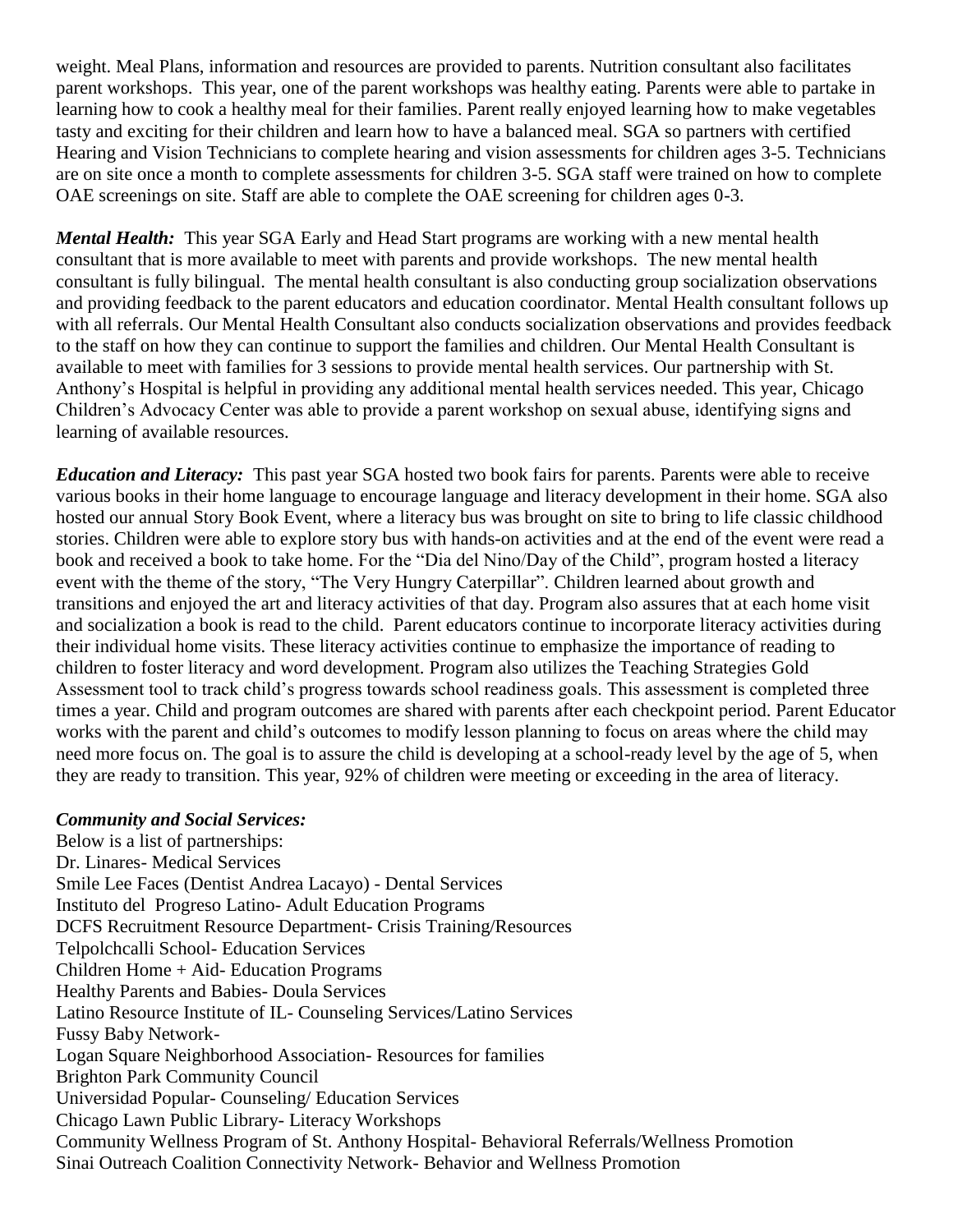weight. Meal Plans, information and resources are provided to parents. Nutrition consultant also facilitates parent workshops. This year, one of the parent workshops was healthy eating. Parents were able to partake in learning how to cook a healthy meal for their families. Parent really enjoyed learning how to make vegetables tasty and exciting for their children and learn how to have a balanced meal. SGA so partners with certified Hearing and Vision Technicians to complete hearing and vision assessments for children ages 3-5. Technicians are on site once a month to complete assessments for children 3-5. SGA staff were trained on how to complete OAE screenings on site. Staff are able to complete the OAE screening for children ages 0-3.

***Mental Health:*** This year SGA Early and Head Start programs are working with a new mental health consultant that is more available to meet with parents and provide workshops. The new mental health consultant is fully bilingual. The mental health consultant is also conducting group socialization observations and providing feedback to the parent educators and education coordinator. Mental Health consultant follows up with all referrals. Our Mental Health Consultant also conducts socialization observations and provides feedback to the staff on how they can continue to support the families and children. Our Mental Health Consultant is available to meet with families for 3 sessions to provide mental health services. Our partnership with St. Anthony's Hospital is helpful in providing any additional mental health services needed. This year, Chicago Children's Advocacy Center was able to provide a parent workshop on sexual abuse, identifying signs and learning of available resources.

***Education and Literacy:*** This past year SGA hosted two book fairs for parents. Parents were able to receive various books in their home language to encourage language and literacy development in their home. SGA also hosted our annual Story Book Event, where a literacy bus was brought on site to bring to life classic childhood stories. Children were able to explore story bus with hands-on activities and at the end of the event were read a book and received a book to take home. For the "Dia del Nino/Day of the Child", program hosted a literacy event with the theme of the story, "The Very Hungry Caterpillar". Children learned about growth and transitions and enjoyed the art and literacy activities of that day. Program also assures that at each home visit and socialization a book is read to the child. Parent educators continue to incorporate literacy activities during their individual home visits. These literacy activities continue to emphasize the importance of reading to children to foster literacy and word development. Program also utilizes the Teaching Strategies Gold Assessment tool to track child's progress towards school readiness goals. This assessment is completed three times a year. Child and program outcomes are shared with parents after each checkpoint period. Parent Educator works with the parent and child's outcomes to modify lesson planning to focus on areas where the child may need more focus on. The goal is to assure the child is developing at a school-ready level by the age of 5, when they are ready to transition. This year, 92% of children were meeting or exceeding in the area of literacy.

***Community and Social Services:***

Below is a list of partnerships:
Dr. Linares- Medical Services
Smile Lee Faces (Dentist Andrea Lacayo) - Dental Services
Instituto del Progreso Latino- Adult Education Programs
DCFS Recruitment Resource Department- Crisis Training/Resources
Telpolchcalli School- Education Services
Children Home + Aid- Education Programs
Healthy Parents and Babies- Doula Services
Latino Resource Institute of IL- Counseling Services/Latino Services
Fussy Baby Network-
Logan Square Neighborhood Association- Resources for families
Brighton Park Community Council
Universidad Popular- Counseling/ Education Services
Chicago Lawn Public Library- Literacy Workshops
Community Wellness Program of St. Anthony Hospital- Behavioral Referrals/Wellness Promotion
Sinai Outreach Coalition Connectivity Network- Behavior and Wellness Promotion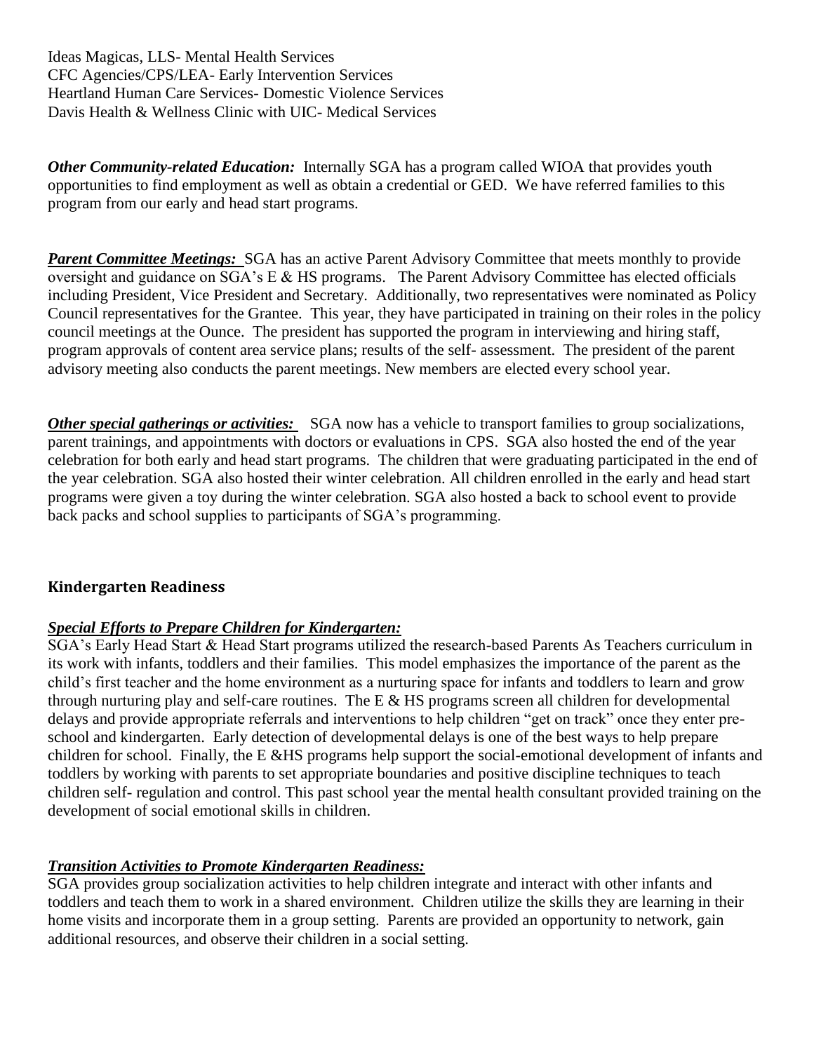Ideas Magicas, LLS- Mental Health Services
CFC Agencies/CPS/LEA- Early Intervention Services
Heartland Human Care Services- Domestic Violence Services
Davis Health & Wellness Clinic with UIC- Medical Services

***Other Community-related Education:*** Internally SGA has a program called WIOA that provides youth opportunities to find employment as well as obtain a credential or GED. We have referred families to this program from our early and head start programs.

***Parent Committee Meetings:*** SGA has an active Parent Advisory Committee that meets monthly to provide oversight and guidance on SGA's E & HS programs. The Parent Advisory Committee has elected officials including President, Vice President and Secretary. Additionally, two representatives were nominated as Policy Council representatives for the Grantee. This year, they have participated in training on their roles in the policy council meetings at the Ounce. The president has supported the program in interviewing and hiring staff, program approvals of content area service plans; results of the self- assessment. The president of the parent advisory meeting also conducts the parent meetings. New members are elected every school year.

***Other special gatherings or activities:*** SGA now has a vehicle to transport families to group socializations, parent trainings, and appointments with doctors or evaluations in CPS. SGA also hosted the end of the year celebration for both early and head start programs. The children that were graduating participated in the end of the year celebration. SGA also hosted their winter celebration. All children enrolled in the early and head start programs were given a toy during the winter celebration. SGA also hosted a back to school event to provide back packs and school supplies to participants of SGA's programming.

## Kindergarten Readiness

***Special Efforts to Prepare Children for Kindergarten:***

SGA's Early Head Start & Head Start programs utilized the research-based Parents As Teachers curriculum in its work with infants, toddlers and their families. This model emphasizes the importance of the parent as the child's first teacher and the home environment as a nurturing space for infants and toddlers to learn and grow through nurturing play and self-care routines. The E & HS programs screen all children for developmental delays and provide appropriate referrals and interventions to help children "get on track" once they enter pre-school and kindergarten. Early detection of developmental delays is one of the best ways to help prepare children for school. Finally, the E &HS programs help support the social-emotional development of infants and toddlers by working with parents to set appropriate boundaries and positive discipline techniques to teach children self- regulation and control. This past school year the mental health consultant provided training on the development of social emotional skills in children.

***Transition Activities to Promote Kindergarten Readiness:***

SGA provides group socialization activities to help children integrate and interact with other infants and toddlers and teach them to work in a shared environment. Children utilize the skills they are learning in their home visits and incorporate them in a group setting. Parents are provided an opportunity to network, gain additional resources, and observe their children in a social setting.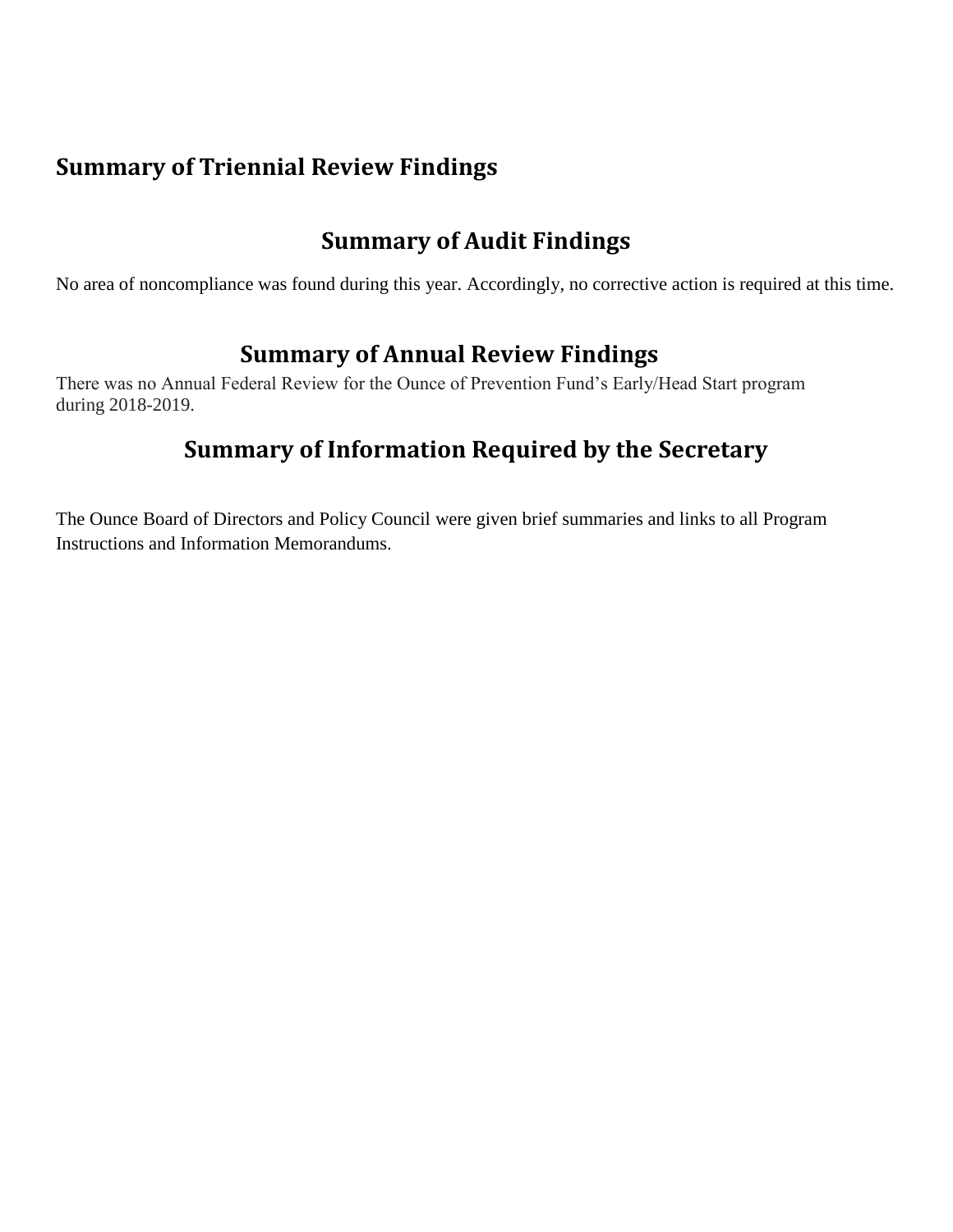## Summary of Triennial Review Findings

## Summary of Audit Findings

No area of noncompliance was found during this year. Accordingly, no corrective action is required at this time.

## Summary of Annual Review Findings

There was no Annual Federal Review for the Ounce of Prevention Fund's Early/Head Start program during 2018-2019.

## Summary of Information Required by the Secretary

The Ounce Board of Directors and Policy Council were given brief summaries and links to all Program Instructions and Information Memorandums.